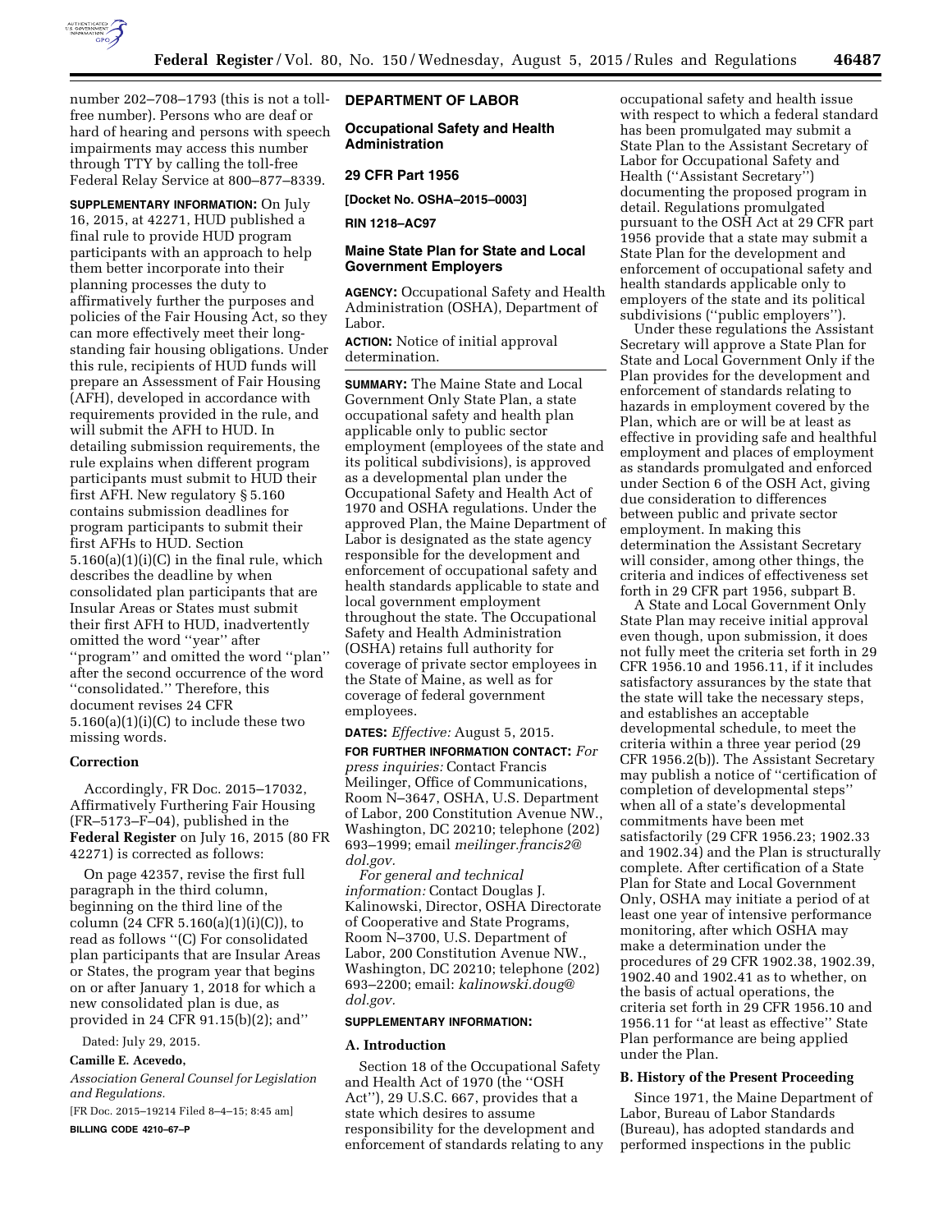number 202–708–1793 (this is not a toll-free number). Persons who are deaf or hard of hearing and persons with speech impairments may access this number through TTY by calling the toll-free Federal Relay Service at 800–877–8339.

**SUPPLEMENTARY INFORMATION:** On July 16, 2015, at 42271, HUD published a final rule to provide HUD program participants with an approach to help them better incorporate into their planning processes the duty to affirmatively further the purposes and policies of the Fair Housing Act, so they can more effectively meet their long-standing fair housing obligations. Under this rule, recipients of HUD funds will prepare an Assessment of Fair Housing (AFH), developed in accordance with requirements provided in the rule, and will submit the AFH to HUD. In detailing submission requirements, the rule explains when different program participants must submit to HUD their first AFH. New regulatory § 5.160 contains submission deadlines for program participants to submit their first AFHs to HUD. Section 5.160(a)(1)(i)(C) in the final rule, which describes the deadline by when consolidated plan participants that are Insular Areas or States must submit their first AFH to HUD, inadvertently omitted the word ''year'' after ''program'' and omitted the word ''plan'' after the second occurrence of the word ''consolidated.'' Therefore, this document revises 24 CFR 5.160(a)(1)(i)(C) to include these two missing words.

### Correction

Accordingly, FR Doc. 2015–17032, Affirmatively Furthering Fair Housing (FR–5173–F–04), published in the **Federal Register** on July 16, 2015 (80 FR 42271) is corrected as follows:

On page 42357, revise the first full paragraph in the third column, beginning on the third line of the column (24 CFR 5.160(a)(1)(i)(C)), to read as follows ''(C) For consolidated plan participants that are Insular Areas or States, the program year that begins on or after January 1, 2018 for which a new consolidated plan is due, as provided in 24 CFR 91.15(b)(2); and''

Dated: July 29, 2015.

**Camille E. Acevedo,**

*Association General Counsel for Legislation and Regulations.*

[FR Doc. 2015–19214 Filed 8–4–15; 8:45 am]

**BILLING CODE 4210–67–P**

---

## DEPARTMENT OF LABOR

### Occupational Safety and Health Administration

### 29 CFR Part 1956

**[Docket No. OSHA–2015–0003]**

**RIN 1218–AC97**

## Maine State Plan for State and Local Government Employers

**AGENCY:** Occupational Safety and Health Administration (OSHA), Department of Labor.

**ACTION:** Notice of initial approval determination.

**SUMMARY:** The Maine State and Local Government Only State Plan, a state occupational safety and health plan applicable only to public sector employment (employees of the state and its political subdivisions), is approved as a developmental plan under the Occupational Safety and Health Act of 1970 and OSHA regulations. Under the approved Plan, the Maine Department of Labor is designated as the state agency responsible for the development and enforcement of occupational safety and health standards applicable to state and local government employment throughout the state. The Occupational Safety and Health Administration (OSHA) retains full authority for coverage of private sector employees in the State of Maine, as well as for coverage of federal government employees.

**DATES:** *Effective:* August 5, 2015.

**FOR FURTHER INFORMATION CONTACT:** *For press inquiries:* Contact Francis Meilinger, Office of Communications, Room N–3647, OSHA, U.S. Department of Labor, 200 Constitution Avenue NW., Washington, DC 20210; telephone (202) 693–1999; email *meilinger.francis2@dol.gov.*

*For general and technical information:* Contact Douglas J. Kalinowski, Director, OSHA Directorate of Cooperative and State Programs, Room N–3700, U.S. Department of Labor, 200 Constitution Avenue NW., Washington, DC 20210; telephone (202) 693–2200; email: *kalinowski.doug@dol.gov.*

**SUPPLEMENTARY INFORMATION:**

### A. Introduction

Section 18 of the Occupational Safety and Health Act of 1970 (the ''OSH Act''), 29 U.S.C. 667, provides that a state which desires to assume responsibility for the development and enforcement of standards relating to any occupational safety and health issue with respect to which a federal standard has been promulgated may submit a State Plan to the Assistant Secretary of Labor for Occupational Safety and Health (''Assistant Secretary'') documenting the proposed program in detail. Regulations promulgated pursuant to the OSH Act at 29 CFR part 1956 provide that a state may submit a State Plan for the development and enforcement of occupational safety and health standards applicable only to employers of the state and its political subdivisions (''public employers'').

Under these regulations the Assistant Secretary will approve a State Plan for State and Local Government Only if the Plan provides for the development and enforcement of standards relating to hazards in employment covered by the Plan, which are or will be at least as effective in providing safe and healthful employment and places of employment as standards promulgated and enforced under Section 6 of the OSH Act, giving due consideration to differences between public and private sector employment. In making this determination the Assistant Secretary will consider, among other things, the criteria and indices of effectiveness set forth in 29 CFR part 1956, subpart B.

A State and Local Government Only State Plan may receive initial approval even though, upon submission, it does not fully meet the criteria set forth in 29 CFR 1956.10 and 1956.11, if it includes satisfactory assurances by the state that the state will take the necessary steps, and establishes an acceptable developmental schedule, to meet the criteria within a three year period (29 CFR 1956.2(b)). The Assistant Secretary may publish a notice of ''certification of completion of developmental steps'' when all of a state's developmental commitments have been met satisfactorily (29 CFR 1956.23; 1902.33 and 1902.34) and the Plan is structurally complete. After certification of a State Plan for State and Local Government Only, OSHA may initiate a period of at least one year of intensive performance monitoring, after which OSHA may make a determination under the procedures of 29 CFR 1902.38, 1902.39, 1902.40 and 1902.41 as to whether, on the basis of actual operations, the criteria set forth in 29 CFR 1956.10 and 1956.11 for ''at least as effective'' State Plan performance are being applied under the Plan.

### B. History of the Present Proceeding

Since 1971, the Maine Department of Labor, Bureau of Labor Standards (Bureau), has adopted standards and performed inspections in the public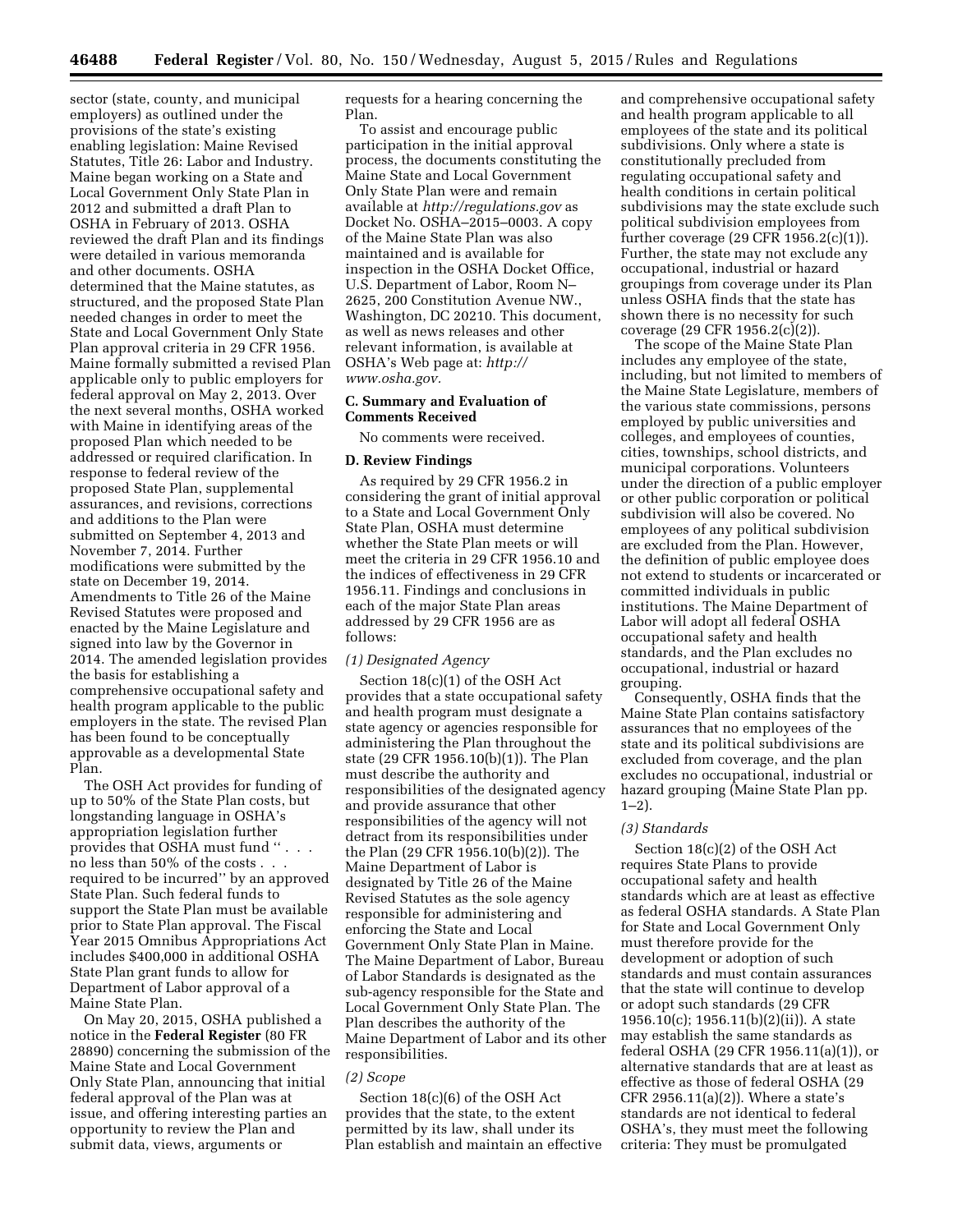sector (state, county, and municipal employers) as outlined under the provisions of the state's existing enabling legislation: Maine Revised Statutes, Title 26: Labor and Industry. Maine began working on a State and Local Government Only State Plan in 2012 and submitted a draft Plan to OSHA in February of 2013. OSHA reviewed the draft Plan and its findings were detailed in various memoranda and other documents. OSHA determined that the Maine statutes, as structured, and the proposed State Plan needed changes in order to meet the State and Local Government Only State Plan approval criteria in 29 CFR 1956. Maine formally submitted a revised Plan applicable only to public employers for federal approval on May 2, 2013. Over the next several months, OSHA worked with Maine in identifying areas of the proposed Plan which needed to be addressed or required clarification. In response to federal review of the proposed State Plan, supplemental assurances, and revisions, corrections and additions to the Plan were submitted on September 4, 2013 and November 7, 2014. Further modifications were submitted by the state on December 19, 2014. Amendments to Title 26 of the Maine Revised Statutes were proposed and enacted by the Maine Legislature and signed into law by the Governor in 2014. The amended legislation provides the basis for establishing a comprehensive occupational safety and health program applicable to the public employers in the state. The revised Plan has been found to be conceptually approvable as a developmental State Plan.

The OSH Act provides for funding of up to 50% of the State Plan costs, but longstanding language in OSHA's appropriation legislation further provides that OSHA must fund ''. . . no less than 50% of the costs . . . required to be incurred'' by an approved State Plan. Such federal funds to support the State Plan must be available prior to State Plan approval. The Fiscal Year 2015 Omnibus Appropriations Act includes $400,000 in additional OSHA State Plan grant funds to allow for Department of Labor approval of a Maine State Plan.

On May 20, 2015, OSHA published a notice in the **Federal Register** (80 FR 28890) concerning the submission of the Maine State and Local Government Only State Plan, announcing that initial federal approval of the Plan was at issue, and offering interesting parties an opportunity to review the Plan and submit data, views, arguments or requests for a hearing concerning the Plan.

To assist and encourage public participation in the initial approval process, the documents constituting the Maine State and Local Government Only State Plan were and remain available at *http://regulations.gov* as Docket No. OSHA–2015–0003. A copy of the Maine State Plan was also maintained and is available for inspection in the OSHA Docket Office, U.S. Department of Labor, Room N–2625, 200 Constitution Avenue NW., Washington, DC 20210. This document, as well as news releases and other relevant information, is available at OSHA's Web page at: *http://www.osha.gov.*

### C. Summary and Evaluation of Comments Received

No comments were received.

### D. Review Findings

As required by 29 CFR 1956.2 in considering the grant of initial approval to a State and Local Government Only State Plan, OSHA must determine whether the State Plan meets or will meet the criteria in 29 CFR 1956.10 and the indices of effectiveness in 29 CFR 1956.11. Findings and conclusions in each of the major State Plan areas addressed by 29 CFR 1956 are as follows:

#### *(1) Designated Agency*

Section 18(c)(1) of the OSH Act provides that a state occupational safety and health program must designate a state agency or agencies responsible for administering the Plan throughout the state (29 CFR 1956.10(b)(1)). The Plan must describe the authority and responsibilities of the designated agency and provide assurance that other responsibilities of the agency will not detract from its responsibilities under the Plan (29 CFR 1956.10(b)(2)). The Maine Department of Labor is designated by Title 26 of the Maine Revised Statutes as the sole agency responsible for administering and enforcing the State and Local Government Only State Plan in Maine. The Maine Department of Labor, Bureau of Labor Standards is designated as the sub-agency responsible for the State and Local Government Only State Plan. The Plan describes the authority of the Maine Department of Labor and its other responsibilities.

#### *(2) Scope*

Section 18(c)(6) of the OSH Act provides that the state, to the extent permitted by its law, shall under its Plan establish and maintain an effective and comprehensive occupational safety and health program applicable to all employees of the state and its political subdivisions. Only where a state is constitutionally precluded from regulating occupational safety and health conditions in certain political subdivisions may the state exclude such political subdivision employees from further coverage (29 CFR 1956.2(c)(1)). Further, the state may not exclude any occupational, industrial or hazard groupings from coverage under its Plan unless OSHA finds that the state has shown there is no necessity for such coverage (29 CFR 1956.2(c)(2)).

The scope of the Maine State Plan includes any employee of the state, including, but not limited to members of the Maine State Legislature, members of the various state commissions, persons employed by public universities and colleges, and employees of counties, cities, townships, school districts, and municipal corporations. Volunteers under the direction of a public employer or other public corporation or political subdivision will also be covered. No employees of any political subdivision are excluded from the Plan. However, the definition of public employee does not extend to students or incarcerated or committed individuals in public institutions. The Maine Department of Labor will adopt all federal OSHA occupational safety and health standards, and the Plan excludes no occupational, industrial or hazard grouping.

Consequently, OSHA finds that the Maine State Plan contains satisfactory assurances that no employees of the state and its political subdivisions are excluded from coverage, and the plan excludes no occupational, industrial or hazard grouping (Maine State Plan pp. 1–2).

#### *(3) Standards*

Section 18(c)(2) of the OSH Act requires State Plans to provide occupational safety and health standards which are at least as effective as federal OSHA standards. A State Plan for State and Local Government Only must therefore provide for the development or adoption of such standards and must contain assurances that the state will continue to develop or adopt such standards (29 CFR 1956.10(c); 1956.11(b)(2)(ii)). A state may establish the same standards as federal OSHA (29 CFR 1956.11(a)(1)), or alternative standards that are at least as effective as those of federal OSHA (29 CFR 2956.11(a)(2)). Where a state's standards are not identical to federal OSHA's, they must meet the following criteria: They must be promulgated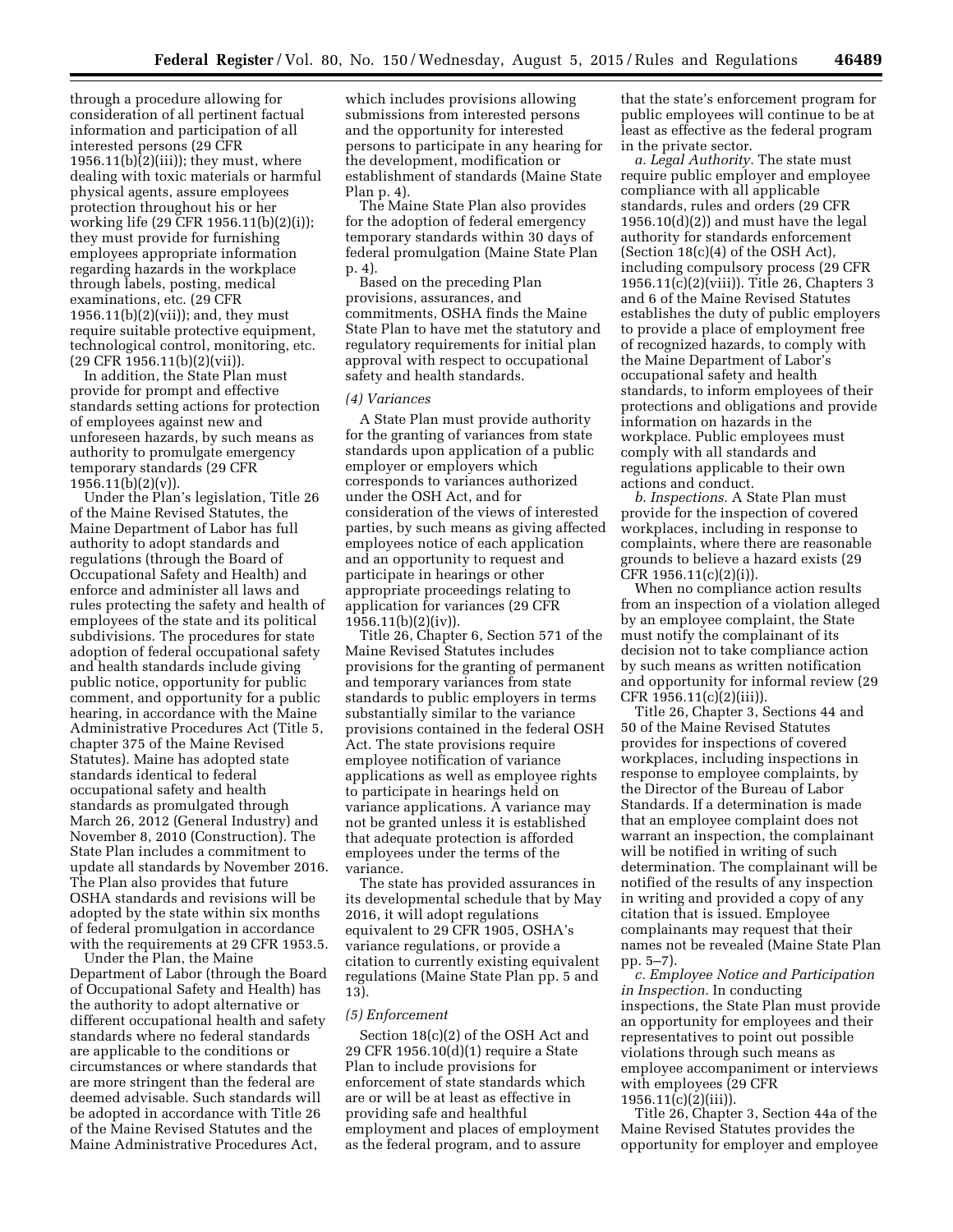through a procedure allowing for consideration of all pertinent factual information and participation of all interested persons (29 CFR 1956.11(b)(2)(iii)); they must, where dealing with toxic materials or harmful physical agents, assure employees protection throughout his or her working life (29 CFR 1956.11(b)(2)(i)); they must provide for furnishing employees appropriate information regarding hazards in the workplace through labels, posting, medical examinations, etc. (29 CFR 1956.11(b)(2)(vii)); and, they must require suitable protective equipment, technological control, monitoring, etc. (29 CFR 1956.11(b)(2)(vii)).

In addition, the State Plan must provide for prompt and effective standards setting actions for protection of employees against new and unforeseen hazards, by such means as authority to promulgate emergency temporary standards (29 CFR 1956.11(b)(2)(v)).

Under the Plan's legislation, Title 26 of the Maine Revised Statutes, the Maine Department of Labor has full authority to adopt standards and regulations (through the Board of Occupational Safety and Health) and enforce and administer all laws and rules protecting the safety and health of employees of the state and its political subdivisions. The procedures for state adoption of federal occupational safety and health standards include giving public notice, opportunity for public comment, and opportunity for a public hearing, in accordance with the Maine Administrative Procedures Act (Title 5, chapter 375 of the Maine Revised Statutes). Maine has adopted state standards identical to federal occupational safety and health standards as promulgated through March 26, 2012 (General Industry) and November 8, 2010 (Construction). The State Plan includes a commitment to update all standards by November 2016. The Plan also provides that future OSHA standards and revisions will be adopted by the state within six months of federal promulgation in accordance with the requirements at 29 CFR 1953.5.

Under the Plan, the Maine Department of Labor (through the Board of Occupational Safety and Health) has the authority to adopt alternative or different occupational health and safety standards where no federal standards are applicable to the conditions or circumstances or where standards that are more stringent than the federal are deemed advisable. Such standards will be adopted in accordance with Title 26 of the Maine Revised Statutes and the Maine Administrative Procedures Act, which includes provisions allowing submissions from interested persons and the opportunity for interested persons to participate in any hearing for the development, modification or establishment of standards (Maine State Plan p. 4).

The Maine State Plan also provides for the adoption of federal emergency temporary standards within 30 days of federal promulgation (Maine State Plan p. 4).

Based on the preceding Plan provisions, assurances, and commitments, OSHA finds the Maine State Plan to have met the statutory and regulatory requirements for initial plan approval with respect to occupational safety and health standards.

*(4) Variances*

A State Plan must provide authority for the granting of variances from state standards upon application of a public employer or employers which corresponds to variances authorized under the OSH Act, and for consideration of the views of interested parties, by such means as giving affected employees notice of each application and an opportunity to request and participate in hearings or other appropriate proceedings relating to application for variances (29 CFR 1956.11(b)(2)(iv)).

Title 26, Chapter 6, Section 571 of the Maine Revised Statutes includes provisions for the granting of permanent and temporary variances from state standards to public employers in terms substantially similar to the variance provisions contained in the federal OSH Act. The state provisions require employee notification of variance applications as well as employee rights to participate in hearings held on variance applications. A variance may not be granted unless it is established that adequate protection is afforded employees under the terms of the variance.

The state has provided assurances in its developmental schedule that by May 2016, it will adopt regulations equivalent to 29 CFR 1905, OSHA's variance regulations, or provide a citation to currently existing equivalent regulations (Maine State Plan pp. 5 and 13).

*(5) Enforcement*

Section 18(c)(2) of the OSH Act and 29 CFR 1956.10(d)(1) require a State Plan to include provisions for enforcement of state standards which are or will be at least as effective in providing safe and healthful employment and places of employment as the federal program, and to assure that the state's enforcement program for public employees will continue to be at least as effective as the federal program in the private sector.

*a. Legal Authority.* The state must require public employer and employee compliance with all applicable standards, rules and orders (29 CFR 1956.10(d)(2)) and must have the legal authority for standards enforcement (Section 18(c)(4) of the OSH Act), including compulsory process (29 CFR 1956.11(c)(2)(viii)). Title 26, Chapters 3 and 6 of the Maine Revised Statutes establishes the duty of public employers to provide a place of employment free of recognized hazards, to comply with the Maine Department of Labor's occupational safety and health standards, to inform employees of their protections and obligations and provide information on hazards in the workplace. Public employees must comply with all standards and regulations applicable to their own actions and conduct.

*b. Inspections.* A State Plan must provide for the inspection of covered workplaces, including in response to complaints, where there are reasonable grounds to believe a hazard exists (29 CFR 1956.11(c)(2)(i)).

When no compliance action results from an inspection of a violation alleged by an employee complaint, the State must notify the complainant of its decision not to take compliance action by such means as written notification and opportunity for informal review (29 CFR 1956.11(c)(2)(iii)).

Title 26, Chapter 3, Sections 44 and 50 of the Maine Revised Statutes provides for inspections of covered workplaces, including inspections in response to employee complaints, by the Director of the Bureau of Labor Standards. If a determination is made that an employee complaint does not warrant an inspection, the complainant will be notified in writing of such determination. The complainant will be notified of the results of any inspection in writing and provided a copy of any citation that is issued. Employee complainants may request that their names not be revealed (Maine State Plan pp. 5–7).

*c. Employee Notice and Participation in Inspection.* In conducting inspections, the State Plan must provide an opportunity for employees and their representatives to point out possible violations through such means as employee accompaniment or interviews with employees (29 CFR 1956.11(c)(2)(iii)).

Title 26, Chapter 3, Section 44a of the Maine Revised Statutes provides the opportunity for employer and employee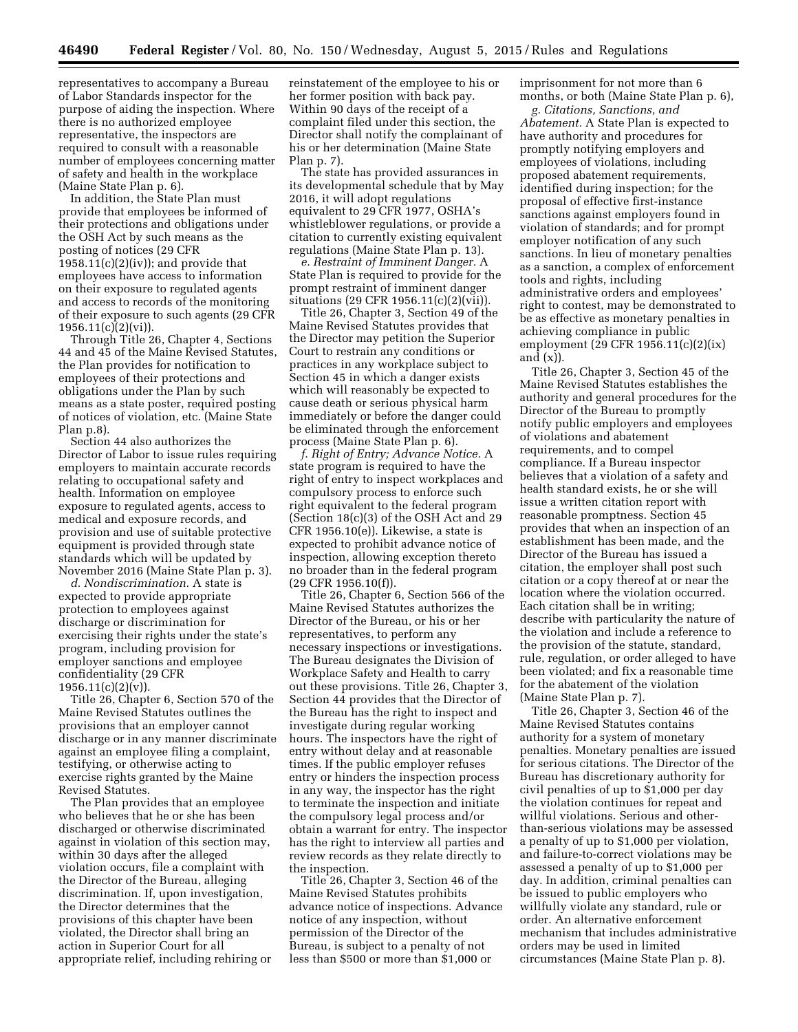representatives to accompany a Bureau of Labor Standards inspector for the purpose of aiding the inspection. Where there is no authorized employee representative, the inspectors are required to consult with a reasonable number of employees concerning matter of safety and health in the workplace (Maine State Plan p. 6).

In addition, the State Plan must provide that employees be informed of their protections and obligations under the OSH Act by such means as the posting of notices (29 CFR 1958.11(c)(2)(iv)); and provide that employees have access to information on their exposure to regulated agents and access to records of the monitoring of their exposure to such agents (29 CFR 1956.11(c)(2)(vi)).

Through Title 26, Chapter 4, Sections 44 and 45 of the Maine Revised Statutes, the Plan provides for notification to employees of their protections and obligations under the Plan by such means as a state poster, required posting of notices of violation, etc. (Maine State Plan p.8).

Section 44 also authorizes the Director of Labor to issue rules requiring employers to maintain accurate records relating to occupational safety and health. Information on employee exposure to regulated agents, access to medical and exposure records, and provision and use of suitable protective equipment is provided through state standards which will be updated by November 2016 (Maine State Plan p. 3).

*d. Nondiscrimination.* A state is expected to provide appropriate protection to employees against discharge or discrimination for exercising their rights under the state's program, including provision for employer sanctions and employee confidentiality (29 CFR 1956.11(c)(2)(v)).

Title 26, Chapter 6, Section 570 of the Maine Revised Statutes outlines the provisions that an employer cannot discharge or in any manner discriminate against an employee filing a complaint, testifying, or otherwise acting to exercise rights granted by the Maine Revised Statutes.

The Plan provides that an employee who believes that he or she has been discharged or otherwise discriminated against in violation of this section may, within 30 days after the alleged violation occurs, file a complaint with the Director of the Bureau, alleging discrimination. If, upon investigation, the Director determines that the provisions of this chapter have been violated, the Director shall bring an action in Superior Court for all appropriate relief, including rehiring or reinstatement of the employee to his or her former position with back pay. Within 90 days of the receipt of a complaint filed under this section, the Director shall notify the complainant of his or her determination (Maine State Plan p. 7).

The state has provided assurances in its developmental schedule that by May 2016, it will adopt regulations equivalent to 29 CFR 1977, OSHA's whistleblower regulations, or provide a citation to currently existing equivalent regulations (Maine State Plan p. 13).

*e. Restraint of Imminent Danger.* A State Plan is required to provide for the prompt restraint of imminent danger situations (29 CFR 1956.11(c)(2)(vii)).

Title 26, Chapter 3, Section 49 of the Maine Revised Statutes provides that the Director may petition the Superior Court to restrain any conditions or practices in any workplace subject to Section 45 in which a danger exists which will reasonably be expected to cause death or serious physical harm immediately or before the danger could be eliminated through the enforcement process (Maine State Plan p. 6).

*f. Right of Entry; Advance Notice.* A state program is required to have the right of entry to inspect workplaces and compulsory process to enforce such right equivalent to the federal program (Section 18(c)(3) of the OSH Act and 29 CFR 1956.10(e)). Likewise, a state is expected to prohibit advance notice of inspection, allowing exception thereto no broader than in the federal program (29 CFR 1956.10(f)).

Title 26, Chapter 6, Section 566 of the Maine Revised Statutes authorizes the Director of the Bureau, or his or her representatives, to perform any necessary inspections or investigations. The Bureau designates the Division of Workplace Safety and Health to carry out these provisions. Title 26, Chapter 3, Section 44 provides that the Director of the Bureau has the right to inspect and investigate during regular working hours. The inspectors have the right of entry without delay and at reasonable times. If the public employer refuses entry or hinders the inspection process in any way, the inspector has the right to terminate the inspection and initiate the compulsory legal process and/or obtain a warrant for entry. The inspector has the right to interview all parties and review records as they relate directly to the inspection.

Title 26, Chapter 3, Section 46 of the Maine Revised Statutes prohibits advance notice of inspections. Advance notice of any inspection, without permission of the Director of the Bureau, is subject to a penalty of not less than $500 or more than $1,000 or imprisonment for not more than 6 months, or both (Maine State Plan p. 6),

*g. Citations, Sanctions, and Abatement.* A State Plan is expected to have authority and procedures for promptly notifying employers and employees of violations, including proposed abatement requirements, identified during inspection; for the proposal of effective first-instance sanctions against employers found in violation of standards; and for prompt employer notification of any such sanctions. In lieu of monetary penalties as a sanction, a complex of enforcement tools and rights, including administrative orders and employees' right to contest, may be demonstrated to be as effective as monetary penalties in achieving compliance in public employment (29 CFR 1956.11(c)(2)(ix) and (x)).

Title 26, Chapter 3, Section 45 of the Maine Revised Statutes establishes the authority and general procedures for the Director of the Bureau to promptly notify public employers and employees of violations and abatement requirements, and to compel compliance. If a Bureau inspector believes that a violation of a safety and health standard exists, he or she will issue a written citation report with reasonable promptness. Section 45 provides that when an inspection of an establishment has been made, and the Director of the Bureau has issued a citation, the employer shall post such citation or a copy thereof at or near the location where the violation occurred. Each citation shall be in writing; describe with particularity the nature of the violation and include a reference to the provision of the statute, standard, rule, regulation, or order alleged to have been violated; and fix a reasonable time for the abatement of the violation (Maine State Plan p. 7).

Title 26, Chapter 3, Section 46 of the Maine Revised Statutes contains authority for a system of monetary penalties. Monetary penalties are issued for serious citations. The Director of the Bureau has discretionary authority for civil penalties of up to $1,000 per day the violation continues for repeat and willful violations. Serious and other-than-serious violations may be assessed a penalty of up to $1,000 per violation, and failure-to-correct violations may be assessed a penalty of up to $1,000 per day. In addition, criminal penalties can be issued to public employers who willfully violate any standard, rule or order. An alternative enforcement mechanism that includes administrative orders may be used in limited circumstances (Maine State Plan p. 8).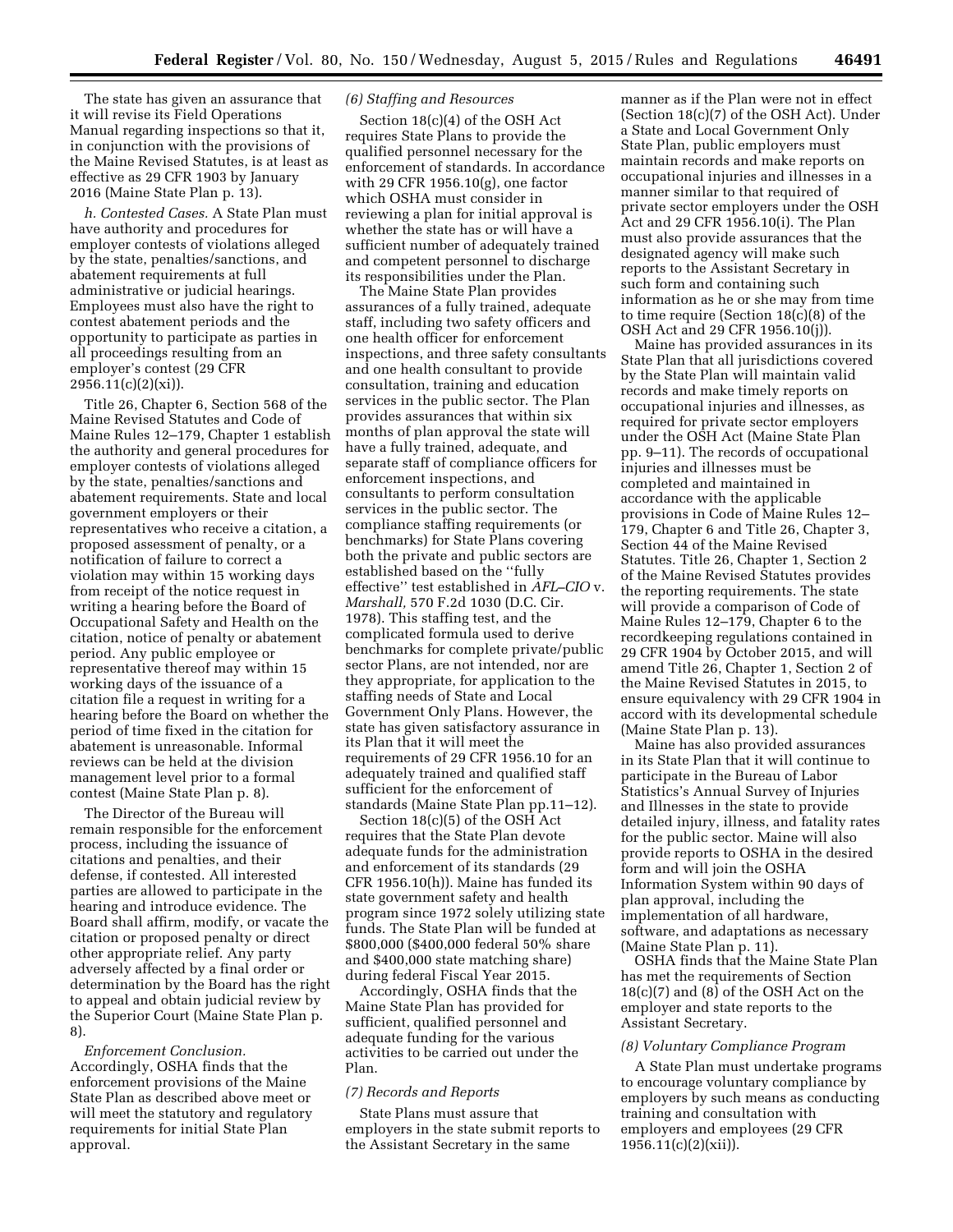The state has given an assurance that it will revise its Field Operations Manual regarding inspections so that it, in conjunction with the provisions of the Maine Revised Statutes, is at least as effective as 29 CFR 1903 by January 2016 (Maine State Plan p. 13).

*h. Contested Cases.* A State Plan must have authority and procedures for employer contests of violations alleged by the state, penalties/sanctions, and abatement requirements at full administrative or judicial hearings. Employees must also have the right to contest abatement periods and the opportunity to participate as parties in all proceedings resulting from an employer's contest (29 CFR 2956.11(c)(2)(xi)).

Title 26, Chapter 6, Section 568 of the Maine Revised Statutes and Code of Maine Rules 12–179, Chapter 1 establish the authority and general procedures for employer contests of violations alleged by the state, penalties/sanctions and abatement requirements. State and local government employers or their representatives who receive a citation, a proposed assessment of penalty, or a notification of failure to correct a violation may within 15 working days from receipt of the notice request in writing a hearing before the Board of Occupational Safety and Health on the citation, notice of penalty or abatement period. Any public employee or representative thereof may within 15 working days of the issuance of a citation file a request in writing for a hearing before the Board on whether the period of time fixed in the citation for abatement is unreasonable. Informal reviews can be held at the division management level prior to a formal contest (Maine State Plan p. 8).

The Director of the Bureau will remain responsible for the enforcement process, including the issuance of citations and penalties, and their defense, if contested. All interested parties are allowed to participate in the hearing and introduce evidence. The Board shall affirm, modify, or vacate the citation or proposed penalty or direct other appropriate relief. Any party adversely affected by a final order or determination by the Board has the right to appeal and obtain judicial review by the Superior Court (Maine State Plan p. 8).

*Enforcement Conclusion.* Accordingly, OSHA finds that the enforcement provisions of the Maine State Plan as described above meet or will meet the statutory and regulatory requirements for initial State Plan approval.

*(6) Staffing and Resources*

Section 18(c)(4) of the OSH Act requires State Plans to provide the qualified personnel necessary for the enforcement of standards. In accordance with 29 CFR 1956.10(g), one factor which OSHA must consider in reviewing a plan for initial approval is whether the state has or will have a sufficient number of adequately trained and competent personnel to discharge its responsibilities under the Plan.

The Maine State Plan provides assurances of a fully trained, adequate staff, including two safety officers and one health officer for enforcement inspections, and three safety consultants and one health consultant to provide consultation, training and education services in the public sector. The Plan provides assurances that within six months of plan approval the state will have a fully trained, adequate, and separate staff of compliance officers for enforcement inspections, and consultants to perform consultation services in the public sector. The compliance staffing requirements (or benchmarks) for State Plans covering both the private and public sectors are established based on the "fully effective" test established in *AFL–CIO* v. *Marshall,* 570 F.2d 1030 (D.C. Cir. 1978). This staffing test, and the complicated formula used to derive benchmarks for complete private/public sector Plans, are not intended, nor are they appropriate, for application to the staffing needs of State and Local Government Only Plans. However, the state has given satisfactory assurance in its Plan that it will meet the requirements of 29 CFR 1956.10 for an adequately trained and qualified staff sufficient for the enforcement of standards (Maine State Plan pp.11–12).

Section 18(c)(5) of the OSH Act requires that the State Plan devote adequate funds for the administration and enforcement of its standards (29 CFR 1956.10(h)). Maine has funded its state government safety and health program since 1972 solely utilizing state funds. The State Plan will be funded at $800,000 ($400,000 federal 50% share and $400,000 state matching share) during federal Fiscal Year 2015.

Accordingly, OSHA finds that the Maine State Plan has provided for sufficient, qualified personnel and adequate funding for the various activities to be carried out under the Plan.

*(7) Records and Reports*

State Plans must assure that employers in the state submit reports to the Assistant Secretary in the same manner as if the Plan were not in effect (Section 18(c)(7) of the OSH Act). Under a State and Local Government Only State Plan, public employers must maintain records and make reports on occupational injuries and illnesses in a manner similar to that required of private sector employers under the OSH Act and 29 CFR 1956.10(i). The Plan must also provide assurances that the designated agency will make such reports to the Assistant Secretary in such form and containing such information as he or she may from time to time require (Section 18(c)(8) of the OSH Act and 29 CFR 1956.10(j)).

Maine has provided assurances in its State Plan that all jurisdictions covered by the State Plan will maintain valid records and make timely reports on occupational injuries and illnesses, as required for private sector employers under the OSH Act (Maine State Plan pp. 9–11). The records of occupational injuries and illnesses must be completed and maintained in accordance with the applicable provisions in Code of Maine Rules 12–179, Chapter 6 and Title 26, Chapter 3, Section 44 of the Maine Revised Statutes. Title 26, Chapter 1, Section 2 of the Maine Revised Statutes provides the reporting requirements. The state will provide a comparison of Code of Maine Rules 12–179, Chapter 6 to the recordkeeping regulations contained in 29 CFR 1904 by October 2015, and will amend Title 26, Chapter 1, Section 2 of the Maine Revised Statutes in 2015, to ensure equivalency with 29 CFR 1904 in accord with its developmental schedule (Maine State Plan p. 13).

Maine has also provided assurances in its State Plan that it will continue to participate in the Bureau of Labor Statistics's Annual Survey of Injuries and Illnesses in the state to provide detailed injury, illness, and fatality rates for the public sector. Maine will also provide reports to OSHA in the desired form and will join the OSHA Information System within 90 days of plan approval, including the implementation of all hardware, software, and adaptations as necessary (Maine State Plan p. 11).

OSHA finds that the Maine State Plan has met the requirements of Section 18(c)(7) and (8) of the OSH Act on the employer and state reports to the Assistant Secretary.

*(8) Voluntary Compliance Program*

A State Plan must undertake programs to encourage voluntary compliance by employers by such means as conducting training and consultation with employers and employees (29 CFR 1956.11(c)(2)(xii)).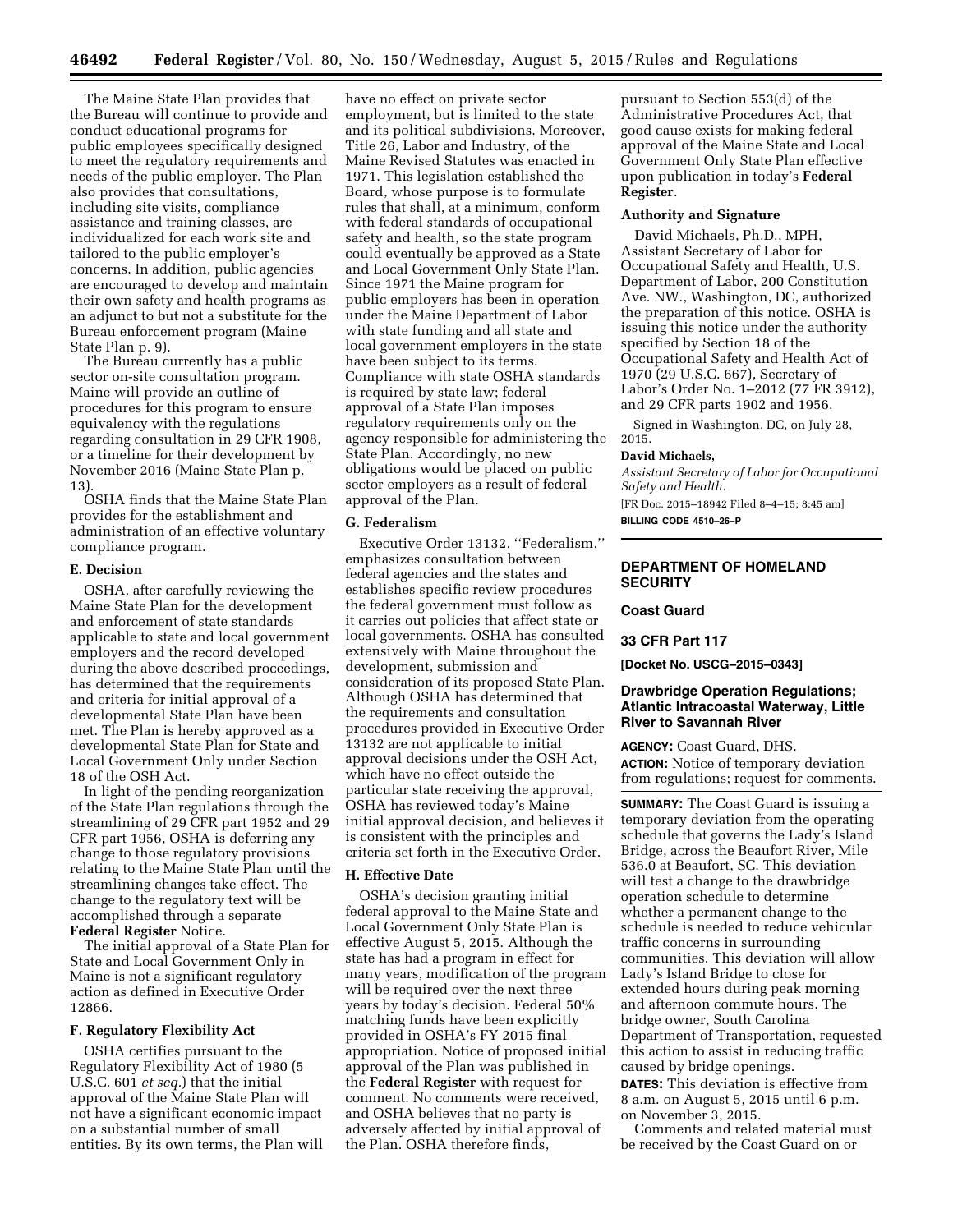The Maine State Plan provides that the Bureau will continue to provide and conduct educational programs for public employees specifically designed to meet the regulatory requirements and needs of the public employer. The Plan also provides that consultations, including site visits, compliance assistance and training classes, are individualized for each work site and tailored to the public employer's concerns. In addition, public agencies are encouraged to develop and maintain their own safety and health programs as an adjunct to but not a substitute for the Bureau enforcement program (Maine State Plan p. 9).

The Bureau currently has a public sector on-site consultation program. Maine will provide an outline of procedures for this program to ensure equivalency with the regulations regarding consultation in 29 CFR 1908, or a timeline for their development by November 2016 (Maine State Plan p. 13).

OSHA finds that the Maine State Plan provides for the establishment and administration of an effective voluntary compliance program.

### E. Decision

OSHA, after carefully reviewing the Maine State Plan for the development and enforcement of state standards applicable to state and local government employers and the record developed during the above described proceedings, has determined that the requirements and criteria for initial approval of a developmental State Plan have been met. The Plan is hereby approved as a developmental State Plan for State and Local Government Only under Section 18 of the OSH Act.

In light of the pending reorganization of the State Plan regulations through the streamlining of 29 CFR part 1952 and 29 CFR part 1956, OSHA is deferring any change to those regulatory provisions relating to the Maine State Plan until the streamlining changes take effect. The change to the regulatory text will be accomplished through a separate **Federal Register** Notice.

The initial approval of a State Plan for State and Local Government Only in Maine is not a significant regulatory action as defined in Executive Order 12866.

### F. Regulatory Flexibility Act

OSHA certifies pursuant to the Regulatory Flexibility Act of 1980 (5 U.S.C. 601 *et seq.*) that the initial approval of the Maine State Plan will not have a significant economic impact on a substantial number of small entities. By its own terms, the Plan will have no effect on private sector employment, but is limited to the state and its political subdivisions. Moreover, Title 26, Labor and Industry, of the Maine Revised Statutes was enacted in 1971. This legislation established the Board, whose purpose is to formulate rules that shall, at a minimum, conform with federal standards of occupational safety and health, so the state program could eventually be approved as a State and Local Government Only State Plan. Since 1971 the Maine program for public employers has been in operation under the Maine Department of Labor with state funding and all state and local government employers in the state have been subject to its terms. Compliance with state OSHA standards is required by state law; federal approval of a State Plan imposes regulatory requirements only on the agency responsible for administering the State Plan. Accordingly, no new obligations would be placed on public sector employers as a result of federal approval of the Plan.

### G. Federalism

Executive Order 13132, "Federalism," emphasizes consultation between federal agencies and the states and establishes specific review procedures the federal government must follow as it carries out policies that affect state or local governments. OSHA has consulted extensively with Maine throughout the development, submission and consideration of its proposed State Plan. Although OSHA has determined that the requirements and consultation procedures provided in Executive Order 13132 are not applicable to initial approval decisions under the OSH Act, which have no effect outside the particular state receiving the approval, OSHA has reviewed today's Maine initial approval decision, and believes it is consistent with the principles and criteria set forth in the Executive Order.

### H. Effective Date

OSHA's decision granting initial federal approval to the Maine State and Local Government Only State Plan is effective August 5, 2015. Although the state has had a program in effect for many years, modification of the program will be required over the next three years by today's decision. Federal 50% matching funds have been explicitly provided in OSHA's FY 2015 final appropriation. Notice of proposed initial approval of the Plan was published in the **Federal Register** with request for comment. No comments were received, and OSHA believes that no party is adversely affected by initial approval of the Plan. OSHA therefore finds, pursuant to Section 553(d) of the Administrative Procedures Act, that good cause exists for making federal approval of the Maine State and Local Government Only State Plan effective upon publication in today's **Federal Register**.

### Authority and Signature

David Michaels, Ph.D., MPH, Assistant Secretary of Labor for Occupational Safety and Health, U.S. Department of Labor, 200 Constitution Ave. NW., Washington, DC, authorized the preparation of this notice. OSHA is issuing this notice under the authority specified by Section 18 of the Occupational Safety and Health Act of 1970 (29 U.S.C. 667), Secretary of Labor's Order No. 1–2012 (77 FR 3912), and 29 CFR parts 1902 and 1956.

Signed in Washington, DC, on July 28, 2015.

**David Michaels,**

*Assistant Secretary of Labor for Occupational Safety and Health.*

[FR Doc. 2015–18942 Filed 8–4–15; 8:45 am]

**BILLING CODE 4510–26–P**

---

## DEPARTMENT OF HOMELAND SECURITY

### Coast Guard

### 33 CFR Part 117

**[Docket No. USCG–2015–0343]**

### Drawbridge Operation Regulations; Atlantic Intracoastal Waterway, Little River to Savannah River

**AGENCY:** Coast Guard, DHS.

**ACTION:** Notice of temporary deviation from regulations; request for comments.

**SUMMARY:** The Coast Guard is issuing a temporary deviation from the operating schedule that governs the Lady's Island Bridge, across the Beaufort River, Mile 536.0 at Beaufort, SC. This deviation will test a change to the drawbridge operation schedule to determine whether a permanent change to the schedule is needed to reduce vehicular traffic concerns in surrounding communities. This deviation will allow Lady's Island Bridge to close for extended hours during peak morning and afternoon commute hours. The bridge owner, South Carolina Department of Transportation, requested this action to assist in reducing traffic caused by bridge openings.

**DATES:** This deviation is effective from 8 a.m. on August 5, 2015 until 6 p.m. on November 3, 2015.

Comments and related material must be received by the Coast Guard on or